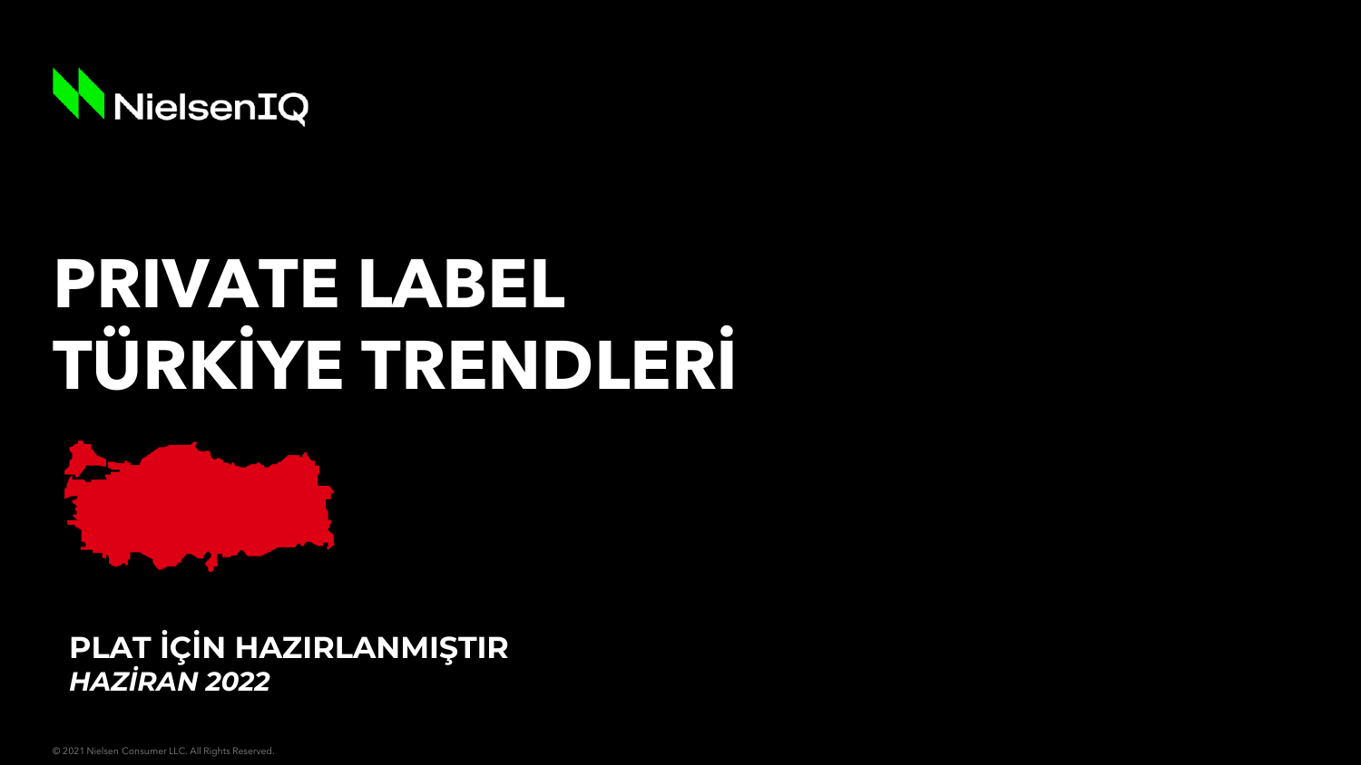NielsenIQ

# PRIVATE LABEL TÜRKİYE TRENDLERİ

**PLAT İÇİN HAZIRLANMIŞTIR**
***HAZİRAN 2022***

© 2021 Nielsen Consumer LLC. All Rights Reserved.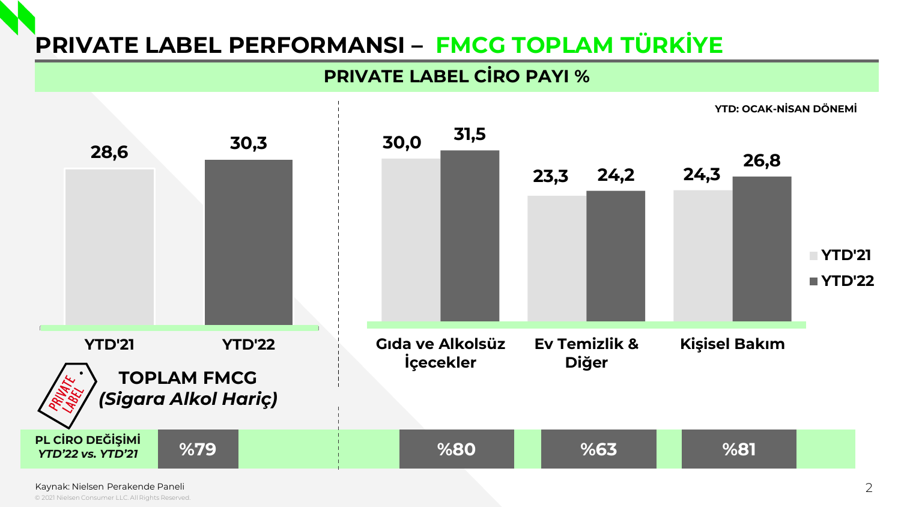# PRIVATE LABEL PERFORMANSI – FMCG TOPLAM TÜRKİYE

## PRIVATE LABEL CİRO PAYI %

YTD: OCAK-NİSAN DÖNEMİ

**TOPLAM FMCG (Sigara Alkol Hariç)**

| | YTD'21 | YTD'22 |
|---|---|---|
| TOPLAM FMCG (Sigara Alkol Hariç) | 28,6 | 30,3 |
| Gıda ve Alkolsüz İçecekler | 30,0 | 31,5 |
| Ev Temizlik & Diğer | 23,3 | 24,2 |
| Kişisel Bakım | 24,3 | 26,8 |

**PL CİRO DEĞİŞİMİ** *YTD'22 vs. YTD'21*

| TOPLAM FMCG | Gıda ve Alkolsüz İçecekler | Ev Temizlik & Diğer | Kişisel Bakım |
|---|---|---|---|
| %79 | %80 | %63 | %81 |

Kaynak: Nielsen Perakende Paneli

© 2021 Nielsen Consumer LLC. All Rights Reserved.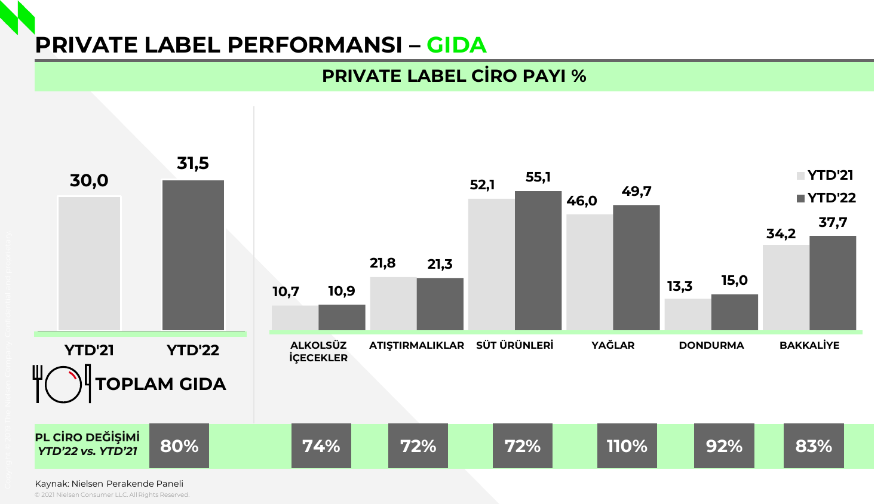# PRIVATE LABEL PERFORMANSI – GIDA

## PRIVATE LABEL CİRO PAYI %

| | YTD'21 | YTD'22 | PL CİRO DEĞİŞİMİ *YTD'22 vs. YTD'21* |
|---|---|---|---|
| TOPLAM GIDA | 30,0 | 31,5 | 80% |
| ALKOLSÜZ İÇECEKLER | 10,7 | 10,9 | 74% |
| ATIŞTIRMALIKLAR | 21,8 | 21,3 | 72% |
| SÜT ÜRÜNLERİ | 52,1 | 55,1 | 72% |
| YAĞLAR | 46,0 | 49,7 | 110% |
| DONDURMA | 13,3 | 15,0 | 92% |
| BAKKALİYE | 34,2 | 37,7 | 83% |

Kaynak: Nielsen Perakende Paneli

© 2021 Nielsen Consumer LLC. All Rights Reserved.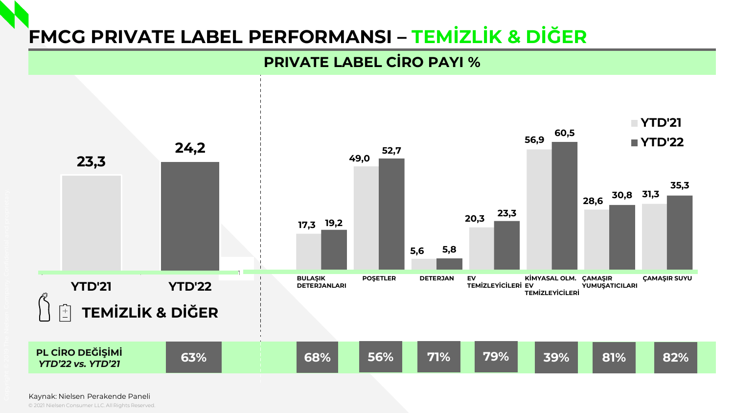# FMCG PRIVATE LABEL PERFORMANSI – TEMİZLİK & DİĞER

## PRIVATE LABEL CİRO PAYI %

| Kategori | YTD'21 | YTD'22 | PL CİRO DEĞİŞİMİ *YTD'22 vs. YTD'21* |
|---|---|---|---|
| TEMİZLİK & DİĞER | 23,3 | 24,2 | 63% |
| BULAŞIK DETERJANLARI | 17,3 | 19,2 | 68% |
| POŞETLER | 49,0 | 52,7 | 56% |
| DETERJAN | 5,6 | 5,8 | 71% |
| EV TEMİZLEYİCİLERİ | 20,3 | 23,3 | 79% |
| KİMYASAL OLM. EV TEMİZLEYİCİLERİ | 56,9 | 60,5 | 39% |
| ÇAMAŞIR YUMUŞATICILARI | 28,6 | 30,8 | 81% |
| ÇAMAŞIR SUYU | 31,3 | 35,3 | 82% |

Kaynak: Nielsen Perakende Paneli

© 2021 Nielsen Consumer LLC. All Rights Reserved.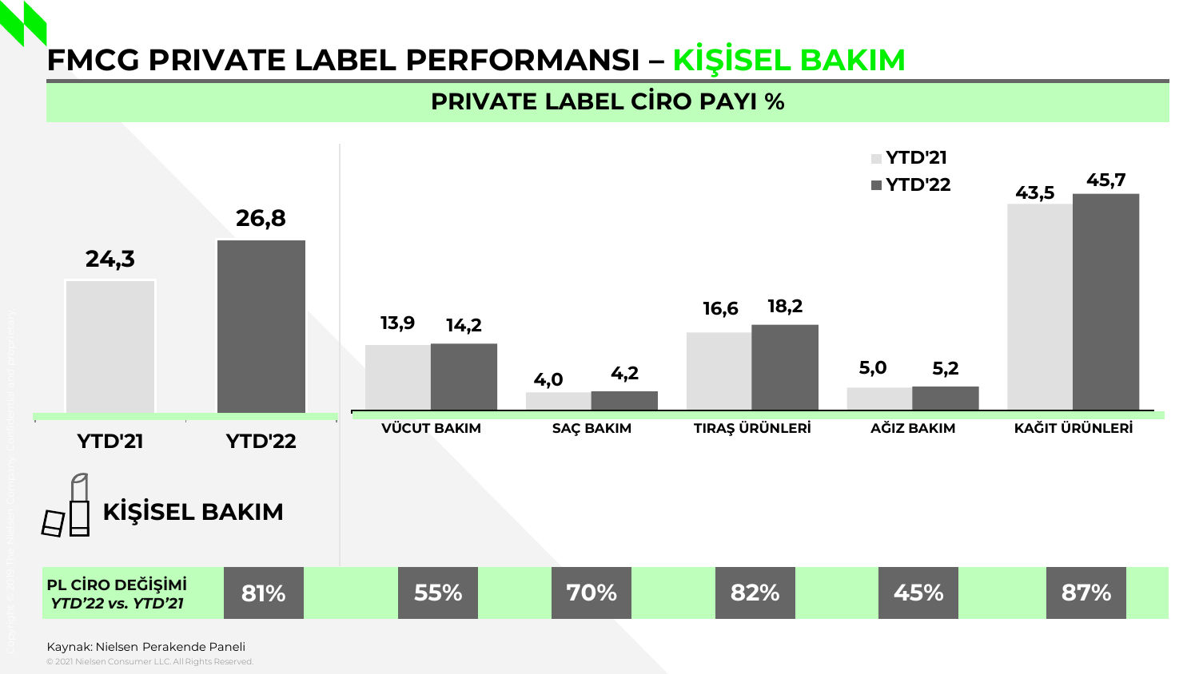# FMCG PRIVATE LABEL PERFORMANSI – KİŞİSEL BAKIM

## PRIVATE LABEL CİRO PAYI %

### KİŞİSEL BAKIM

| | YTD'21 | YTD'22 |
|---|---|---|
| KİŞİSEL BAKIM | 24,3 | 26,8 |

| | YTD'21 | YTD'22 |
|---|---|---|
| VÜCUT BAKIM | 13,9 | 14,2 |
| SAÇ BAKIM | 4,0 | 4,2 |
| TIRAŞ ÜRÜNLERİ | 16,6 | 18,2 |
| AĞIZ BAKIM | 5,0 | 5,2 |
| KAĞIT ÜRÜNLERİ | 43,5 | 45,7 |

| PL CİRO DEĞİŞİMİ *YTD'22 vs. YTD'21* | KİŞİSEL BAKIM | VÜCUT BAKIM | SAÇ BAKIM | TIRAŞ ÜRÜNLERİ | AĞIZ BAKIM | KAĞIT ÜRÜNLERİ |
|---|---|---|---|---|---|---|
| | 81% | 55% | 70% | 82% | 45% | 87% |

Kaynak: Nielsen Perakende Paneli

© 2021 Nielsen Consumer LLC. All Rights Reserved.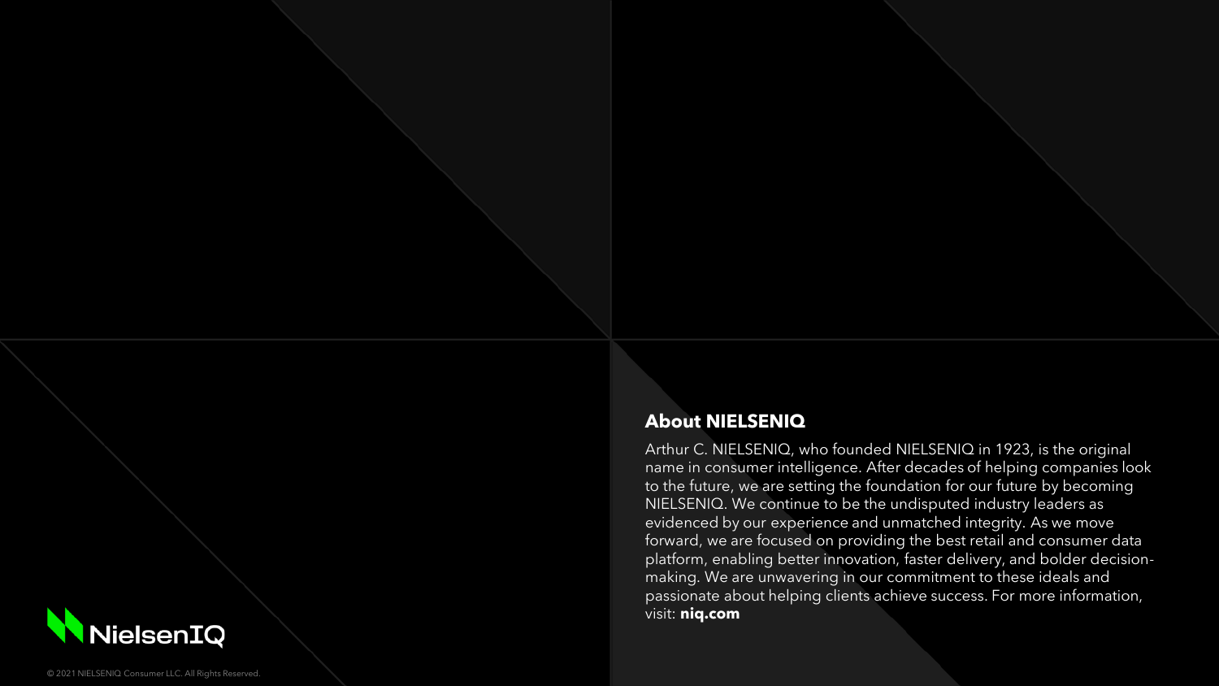## About NIELSENIQ

Arthur C. NIELSENIQ, who founded NIELSENIQ in 1923, is the original name in consumer intelligence. After decades of helping companies look to the future, we are setting the foundation for our future by becoming NIELSENIQ. We continue to be the undisputed industry leaders as evidenced by our experience and unmatched integrity. As we move forward, we are focused on providing the best retail and consumer data platform, enabling better innovation, faster delivery, and bolder decision-making. We are unwavering in our commitment to these ideals and passionate about helping clients achieve success. For more information, visit: **niq.com**

NielsenIQ

© 2021 NIELSENIQ Consumer LLC. All Rights Reserved.